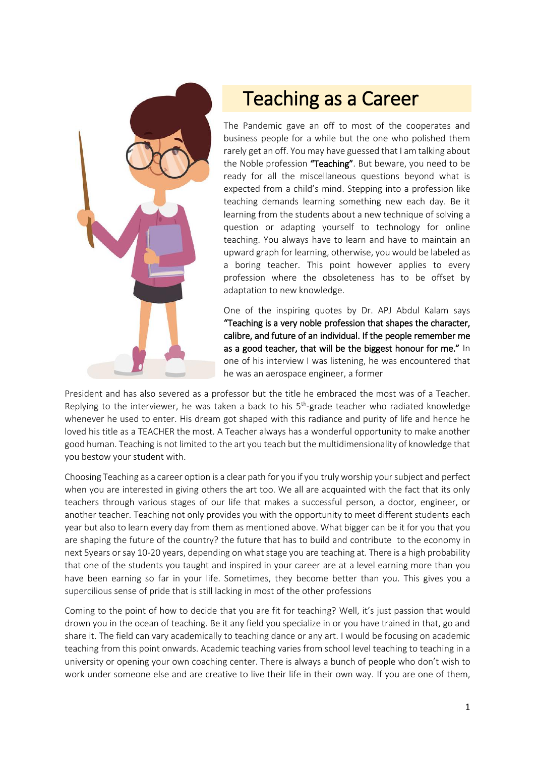# Teaching as a Career

The Pandemic gave an off to most of the cooperates and business people for a while but the one who polished them rarely get an off. You may have guessed that I am talking about the Noble profession **"Teaching"**. But beware, you need to be ready for all the miscellaneous questions beyond what is expected from a child's mind. Stepping into a profession like teaching demands learning something new each day. Be it learning from the students about a new technique of solving a question or adapting yourself to technology for online teaching. You always have to learn and have to maintain an upward graph for learning, otherwise, you would be labeled as a boring teacher. This point however applies to every profession where the obsoleteness has to be offset by adaptation to new knowledge.

One of the inspiring quotes by Dr. APJ Abdul Kalam says **"Teaching is a very noble profession that shapes the character, calibre, and future of an individual. If the people remember me as a good teacher, that will be the biggest honour for me."** In one of his interview I was listening, he was encountered that he was an aerospace engineer, a former President and has also severed as a professor but the title he embraced the most was of a Teacher. Replying to the interviewer, he was taken a back to his 5th-grade teacher who radiated knowledge whenever he used to enter. His dream got shaped with this radiance and purity of life and hence he loved his title as a TEACHER the most. A Teacher always has a wonderful opportunity to make another good human. Teaching is not limited to the art you teach but the multidimensionality of knowledge that you bestow your student with.

Choosing Teaching as a career option is a clear path for you if you truly worship your subject and perfect when you are interested in giving others the art too. We all are acquainted with the fact that its only teachers through various stages of our life that makes a successful person, a doctor, engineer, or another teacher. Teaching not only provides you with the opportunity to meet different students each year but also to learn every day from them as mentioned above. What bigger can be it for you that you are shaping the future of the country? the future that has to build and contribute to the economy in next 5years or say 10-20 years, depending on what stage you are teaching at. There is a high probability that one of the students you taught and inspired in your career are at a level earning more than you have been earning so far in your life. Sometimes, they become better than you. This gives you a supercilious sense of pride that is still lacking in most of the other professions

Coming to the point of how to decide that you are fit for teaching? Well, it's just passion that would drown you in the ocean of teaching. Be it any field you specialize in or you have trained in that, go and share it. The field can vary academically to teaching dance or any art. I would be focusing on academic teaching from this point onwards. Academic teaching varies from school level teaching to teaching in a university or opening your own coaching center. There is always a bunch of people who don't wish to work under someone else and are creative to live their life in their own way. If you are one of them,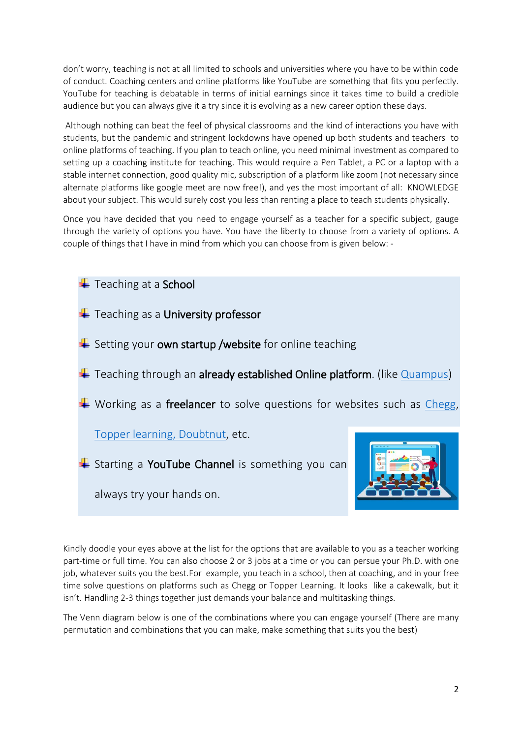don't worry, teaching is not at all limited to schools and universities where you have to be within code of conduct. Coaching centers and online platforms like YouTube are something that fits you perfectly. YouTube for teaching is debatable in terms of initial earnings since it takes time to build a credible audience but you can always give it a try since it is evolving as a new career option these days.

Although nothing can beat the feel of physical classrooms and the kind of interactions you have with students, but the pandemic and stringent lockdowns have opened up both students and teachers to online platforms of teaching. If you plan to teach online, you need minimal investment as compared to setting up a coaching institute for teaching. This would require a Pen Tablet, a PC or a laptop with a stable internet connection, good quality mic, subscription of a platform like zoom (not necessary since alternate platforms like google meet are now free!), and yes the most important of all: KNOWLEDGE about your subject. This would surely cost you less than renting a place to teach students physically.

Once you have decided that you need to engage yourself as a teacher for a specific subject, gauge through the variety of options you have. You have the liberty to choose from a variety of options. A couple of things that I have in mind from which you can choose from is given below: -

- Teaching at a **School**
- Teaching as a **University professor**
- Setting your **own startup /website** for online teaching
- Teaching through an **already established Online platform**. (like Quampus)
- Working as a **freelancer** to solve questions for websites such as Chegg, Topper learning, Doubtnut, etc.
- Starting a **YouTube Channel** is something you can always try your hands on.

Kindly doodle your eyes above at the list for the options that are available to you as a teacher working part-time or full time. You can also choose 2 or 3 jobs at a time or you can persue your Ph.D. with one job, whatever suits you the best.For example, you teach in a school, then at coaching, and in your free time solve questions on platforms such as Chegg or Topper Learning. It looks like a cakewalk, but it isn't. Handling 2-3 things together just demands your balance and multitasking things.

The Venn diagram below is one of the combinations where you can engage yourself (There are many permutation and combinations that you can make, make something that suits you the best)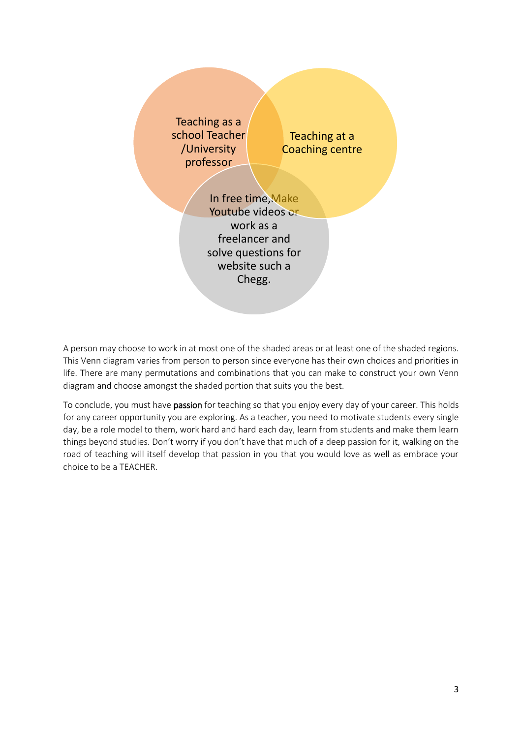Teaching as a school Teacher /University professor

Teaching at a Coaching centre

In free time, Make Youtube videos or work as a freelancer and solve questions for website such a Chegg.

A person may choose to work in at most one of the shaded areas or at least one of the shaded regions. This Venn diagram varies from person to person since everyone has their own choices and priorities in life. There are many permutations and combinations that you can make to construct your own Venn diagram and choose amongst the shaded portion that suits you the best.

To conclude, you must have **passion** for teaching so that you enjoy every day of your career. This holds for any career opportunity you are exploring. As a teacher, you need to motivate students every single day, be a role model to them, work hard and hard each day, learn from students and make them learn things beyond studies. Don't worry if you don't have that much of a deep passion for it, walking on the road of teaching will itself develop that passion in you that you would love as well as embrace your choice to be a TEACHER.